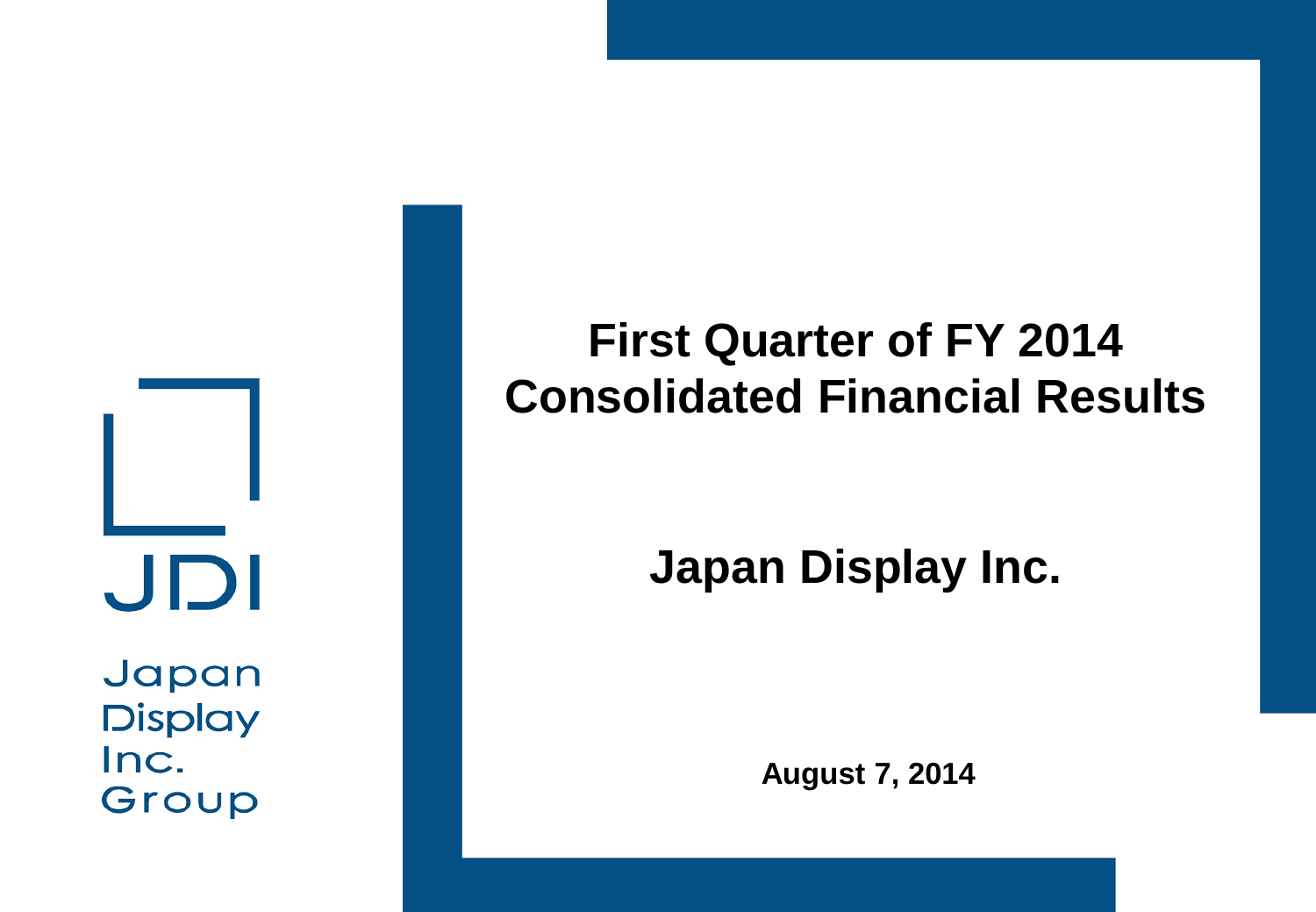JDI

Japan Display Inc. Group

# First Quarter of FY 2014 Consolidated Financial Results

## Japan Display Inc.

**August 7, 2014**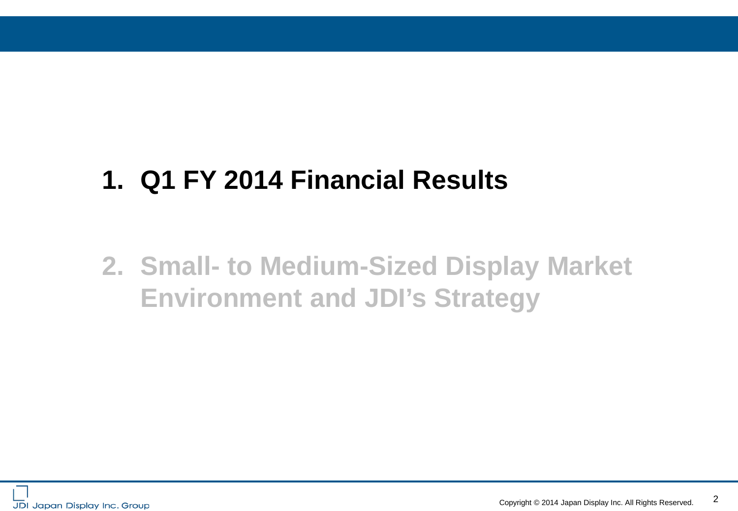1. **Q1 FY 2014 Financial Results**

2. **Small- to Medium-Sized Display Market Environment and JDI's Strategy**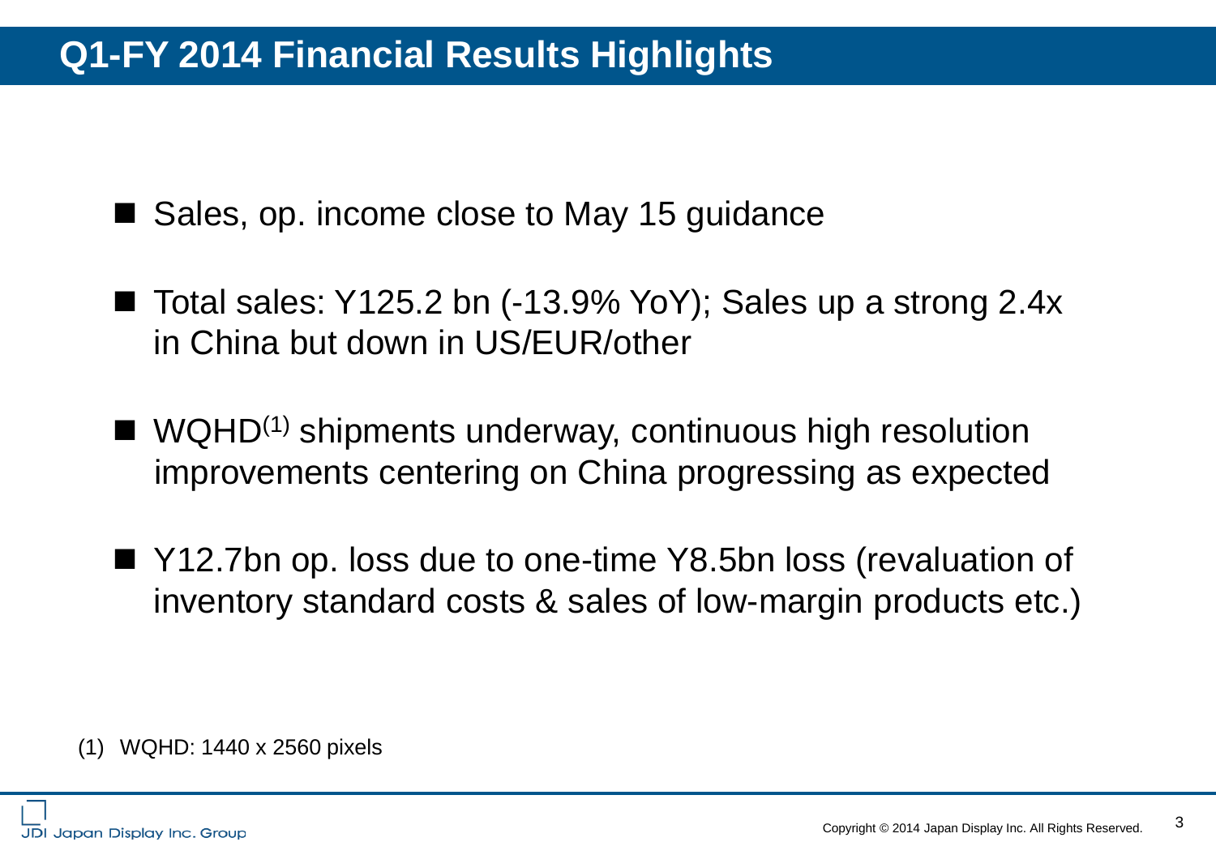# Q1-FY 2014 Financial Results Highlights

- Sales, op. income close to May 15 guidance
- Total sales: Y125.2 bn (-13.9% YoY); Sales up a strong 2.4x in China but down in US/EUR/other
- WQHD[(1)] shipments underway, continuous high resolution improvements centering on China progressing as expected
- Y12.7bn op. loss due to one-time Y8.5bn loss (revaluation of inventory standard costs & sales of low-margin products etc.)

(1) WQHD: 1440 x 2560 pixels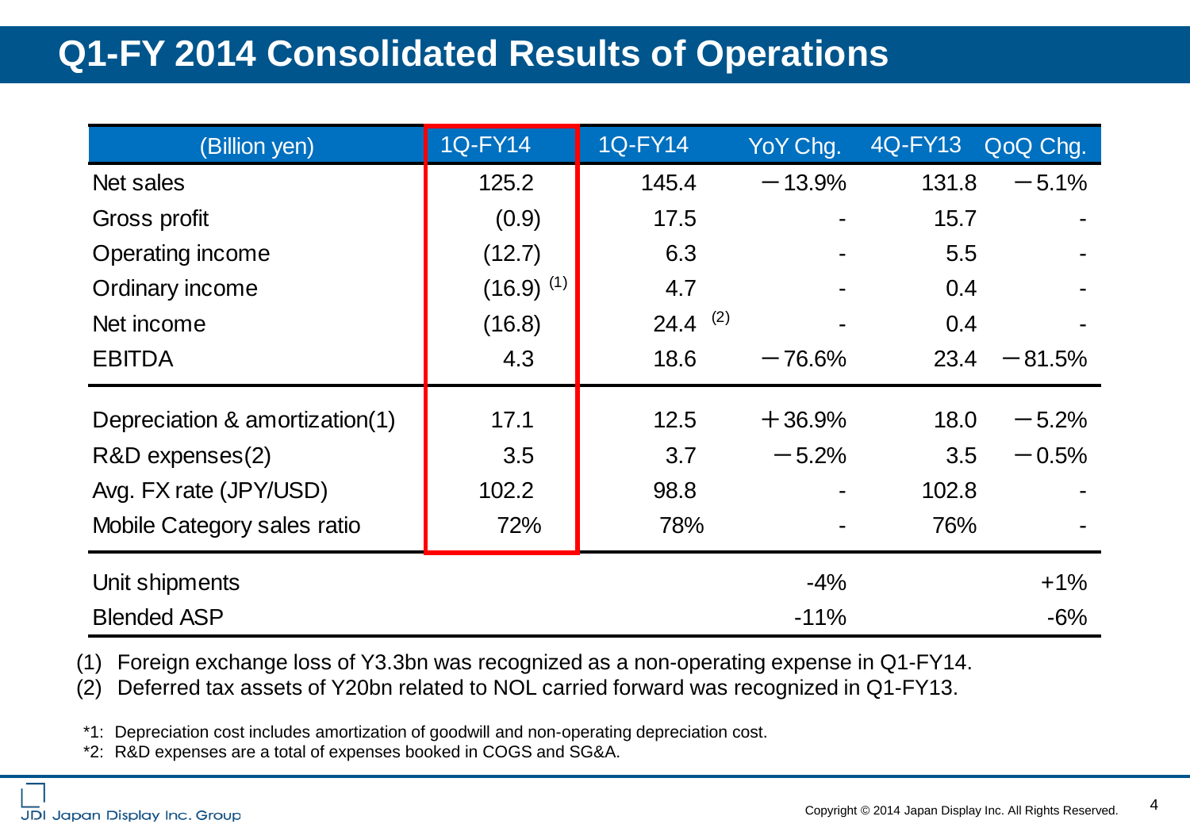# Q1-FY 2014 Consolidated Results of Operations

| (Billion yen) | 1Q-FY14 | 1Q-FY14 | YoY Chg. | 4Q-FY13 | QoQ Chg. |
|---|---|---|---|---|---|
| Net sales | 125.2 | 145.4 | −13.9% | 131.8 | −5.1% |
| Gross profit | (0.9) | 17.5 | - | 15.7 | - |
| Operating income | (12.7) | 6.3 | - | 5.5 | - |
| Ordinary income | (16.9) (1) | 4.7 | - | 0.4 | - |
| Net income | (16.8) | 24.4 (2) | - | 0.4 | - |
| EBITDA | 4.3 | 18.6 | −76.6% | 23.4 | −81.5% |
| Depreciation & amortization(1) | 17.1 | 12.5 | +36.9% | 18.0 | −5.2% |
| R&D expenses(2) | 3.5 | 3.7 | −5.2% | 3.5 | −0.5% |
| Avg. FX rate (JPY/USD) | 102.2 | 98.8 | - | 102.8 | - |
| Mobile Category sales ratio | 72% | 78% | - | 76% | - |
| Unit shipments | | | -4% | | +1% |
| Blended ASP | | | -11% | | -6% |

(1) Foreign exchange loss of Y3.3bn was recognized as a non-operating expense in Q1-FY14.

(2) Deferred tax assets of Y20bn related to NOL carried forward was recognized in Q1-FY13.

*1: Depreciation cost includes amortization of goodwill and non-operating depreciation cost.

*2: R&D expenses are a total of expenses booked in COGS and SG&A.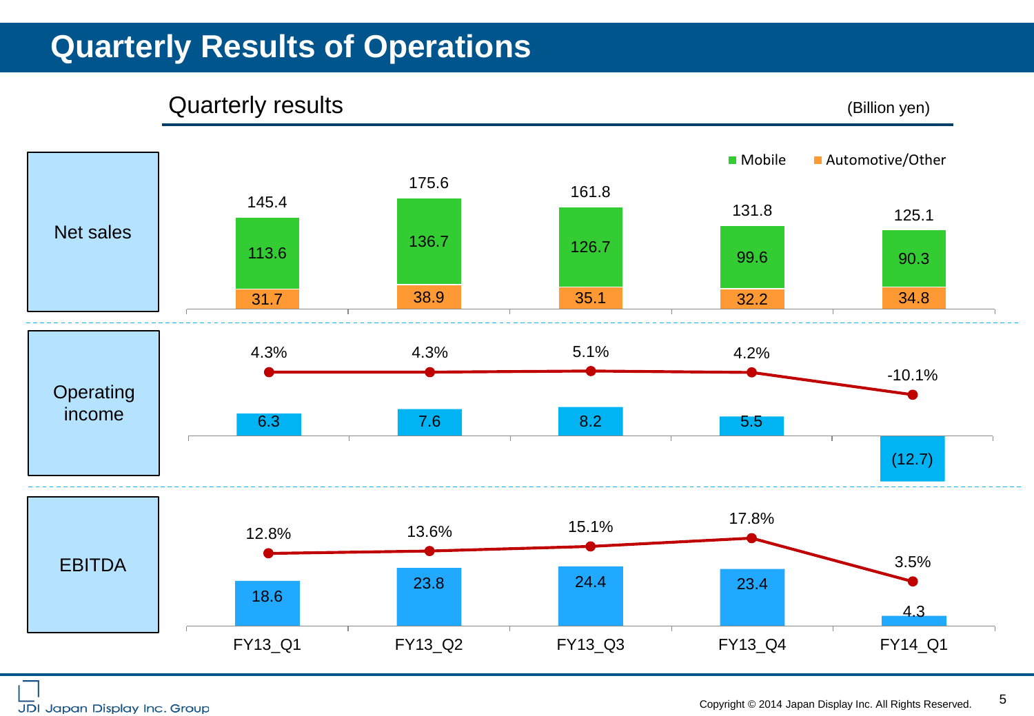# Quarterly Results of Operations

## Quarterly results

(Billion yen)

| | FY13_Q1 | FY13_Q2 | FY13_Q3 | FY13_Q4 | FY14_Q1 |
|---|---|---|---|---|---|
| **Net sales** | 145.4 | 175.6 | 161.8 | 131.8 | 125.1 |
| Mobile | 113.6 | 136.7 | 126.7 | 99.6 | 90.3 |
| Automotive/Other | 31.7 | 38.9 | 35.1 | 32.2 | 34.8 |
| **Operating income** | 6.3 | 7.6 | 8.2 | 5.5 | (12.7) |
| Operating margin | 4.3% | 4.3% | 5.1% | 4.2% | -10.1% |
| **EBITDA** | 18.6 | 23.8 | 24.4 | 23.4 | 4.3 |
| EBITDA margin | 12.8% | 13.6% | 15.1% | 17.8% | 3.5% |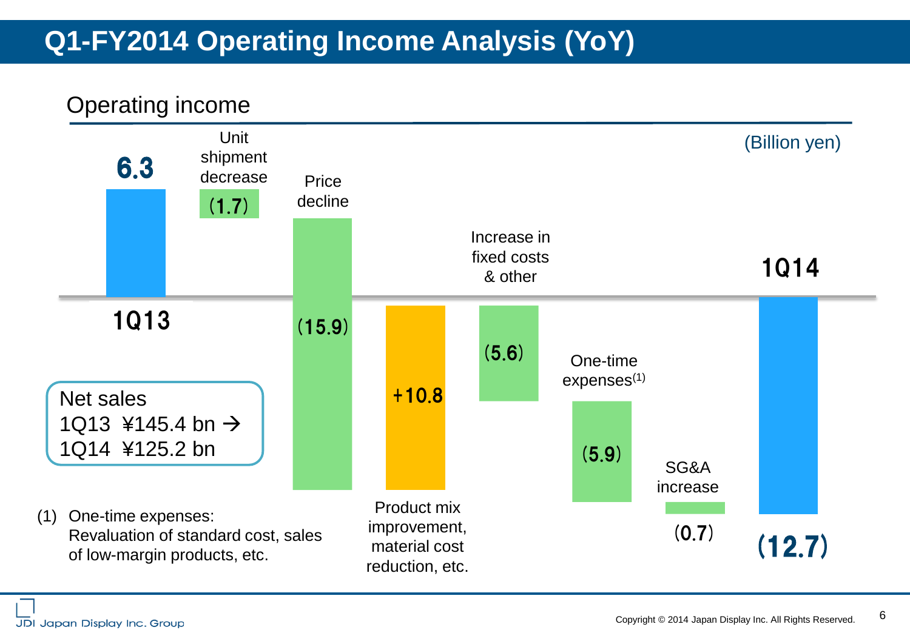# Q1-FY2014 Operating Income Analysis (YoY)

## Operating income

(Billion yen)

| Item | Amount |
|---|---|
| 1Q13 | 6.3 |
| Unit shipment decrease | (1.7) |
| Price decline | (15.9) |
| Product mix improvement, material cost reduction, etc. | +10.8 |
| Increase in fixed costs & other | (5.6) |
| One-time expenses(1) | (5.9) |
| SG&A increase | (0.7) |
| 1Q14 | (12.7) |

**Net sales**
1Q13 ¥145.4 bn → 1Q14 ¥125.2 bn

(1) One-time expenses: Revaluation of standard cost, sales of low-margin products, etc.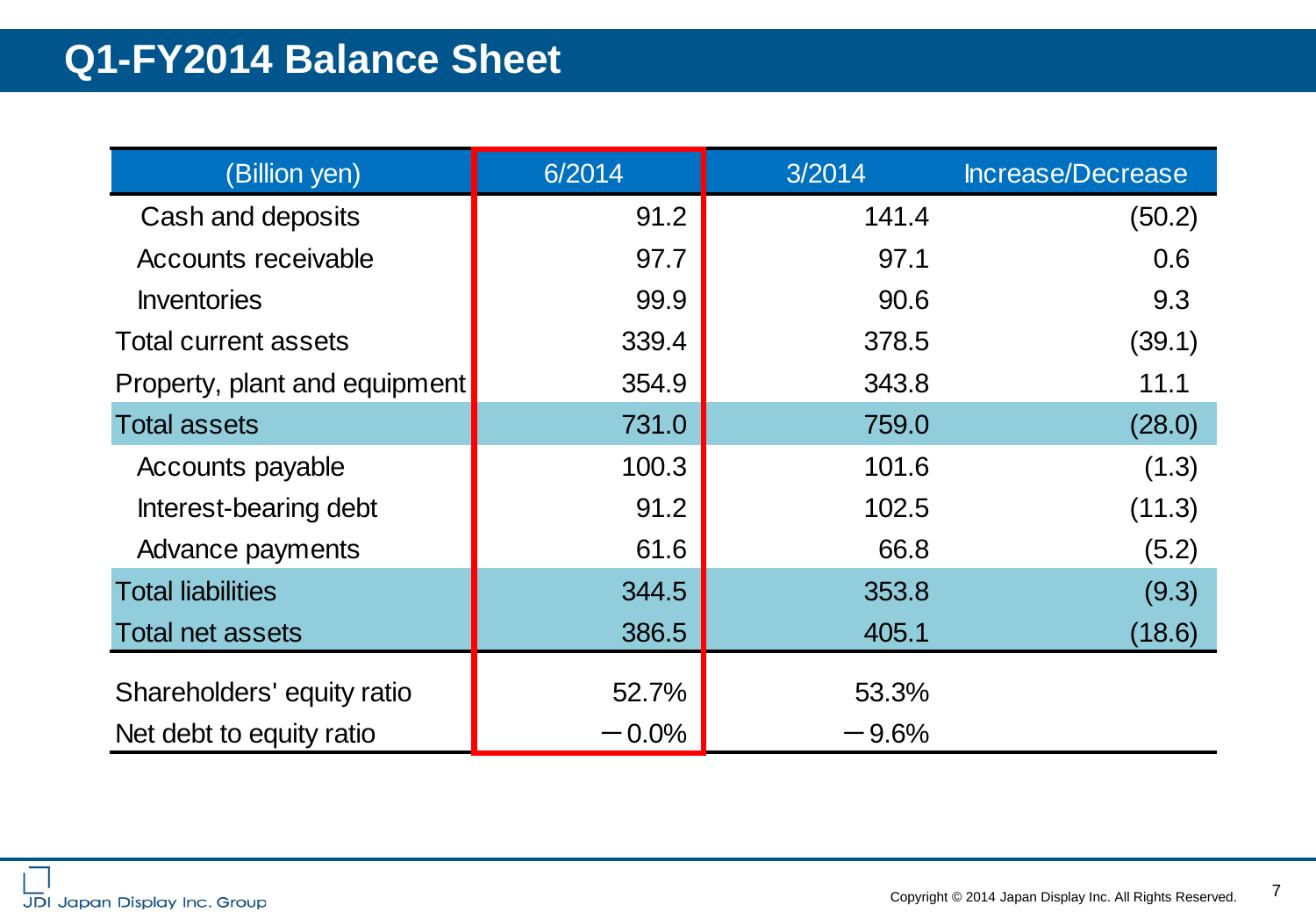# Q1-FY2014 Balance Sheet

| (Billion yen) | 6/2014 | 3/2014 | Increase/Decrease |
|---|---|---|---|
| Cash and deposits | 91.2 | 141.4 | (50.2) |
| Accounts receivable | 97.7 | 97.1 | 0.6 |
| Inventories | 99.9 | 90.6 | 9.3 |
| Total current assets | 339.4 | 378.5 | (39.1) |
| Property, plant and equipment | 354.9 | 343.8 | 11.1 |
| Total assets | 731.0 | 759.0 | (28.0) |
| Accounts payable | 100.3 | 101.6 | (1.3) |
| Interest-bearing debt | 91.2 | 102.5 | (11.3) |
| Advance payments | 61.6 | 66.8 | (5.2) |
| Total liabilities | 344.5 | 353.8 | (9.3) |
| Total net assets | 386.5 | 405.1 | (18.6) |
| Shareholders' equity ratio | 52.7% | 53.3% | |
| Net debt to equity ratio | －0.0% | －9.6% | |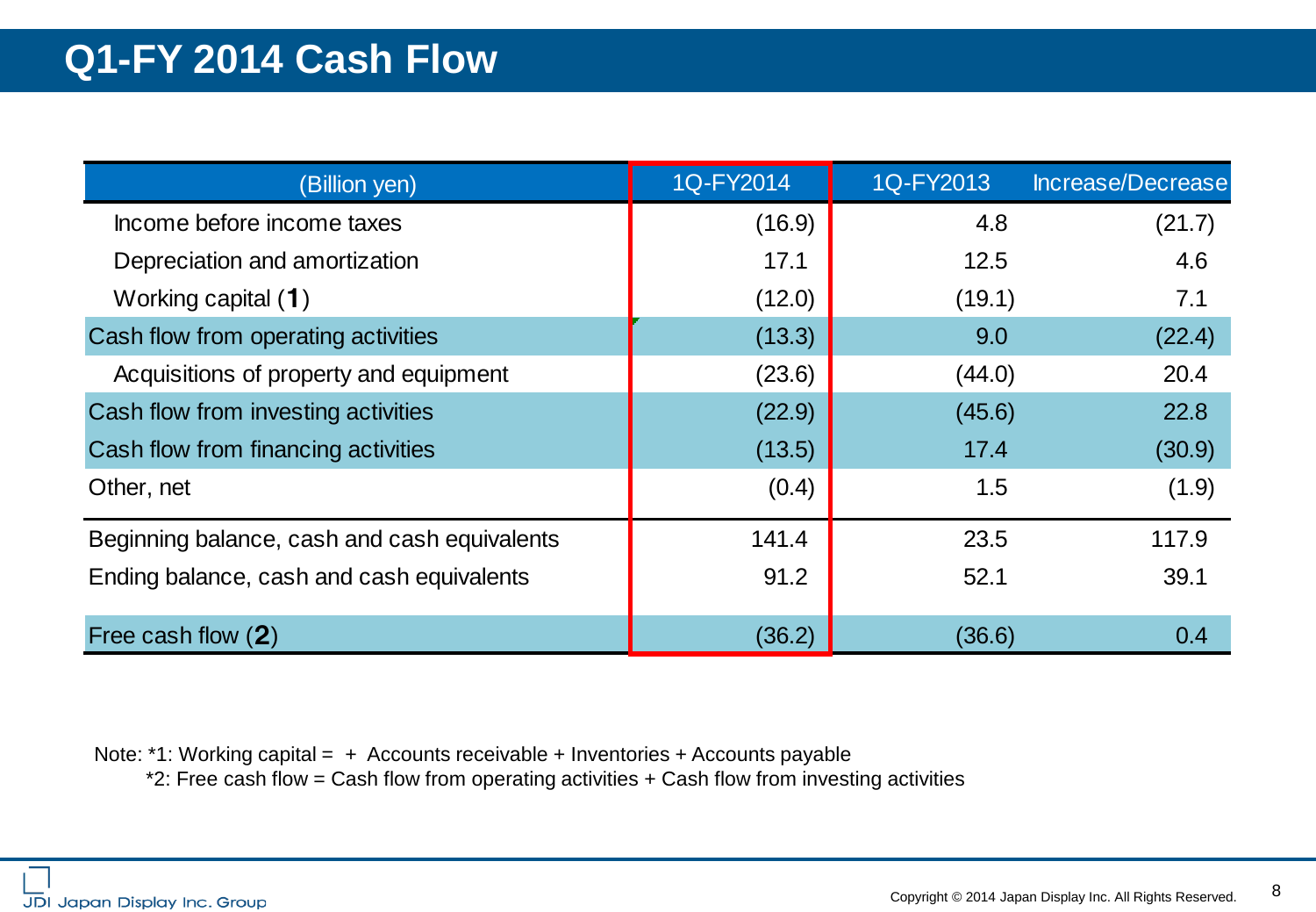# Q1-FY 2014 Cash Flow

| (Billion yen) | 1Q-FY2014 | 1Q-FY2013 | Increase/Decrease |
|---|---|---|---|
| Income before income taxes | (16.9) | 4.8 | (21.7) |
| Depreciation and amortization | 17.1 | 12.5 | 4.6 |
| Working capital (**1**) | (12.0) | (19.1) | 7.1 |
| Cash flow from operating activities | (13.3) | 9.0 | (22.4) |
| Acquisitions of property and equipment | (23.6) | (44.0) | 20.4 |
| Cash flow from investing activities | (22.9) | (45.6) | 22.8 |
| Cash flow from financing activities | (13.5) | 17.4 | (30.9) |
| Other, net | (0.4) | 1.5 | (1.9) |
| Beginning balance, cash and cash equivalents | 141.4 | 23.5 | 117.9 |
| Ending balance, cash and cash equivalents | 91.2 | 52.1 | 39.1 |
| Free cash flow (**2**) | (36.2) | (36.6) | 0.4 |

Note: *1: Working capital = + Accounts receivable + Inventories + Accounts payable

*2: Free cash flow = Cash flow from operating activities + Cash flow from investing activities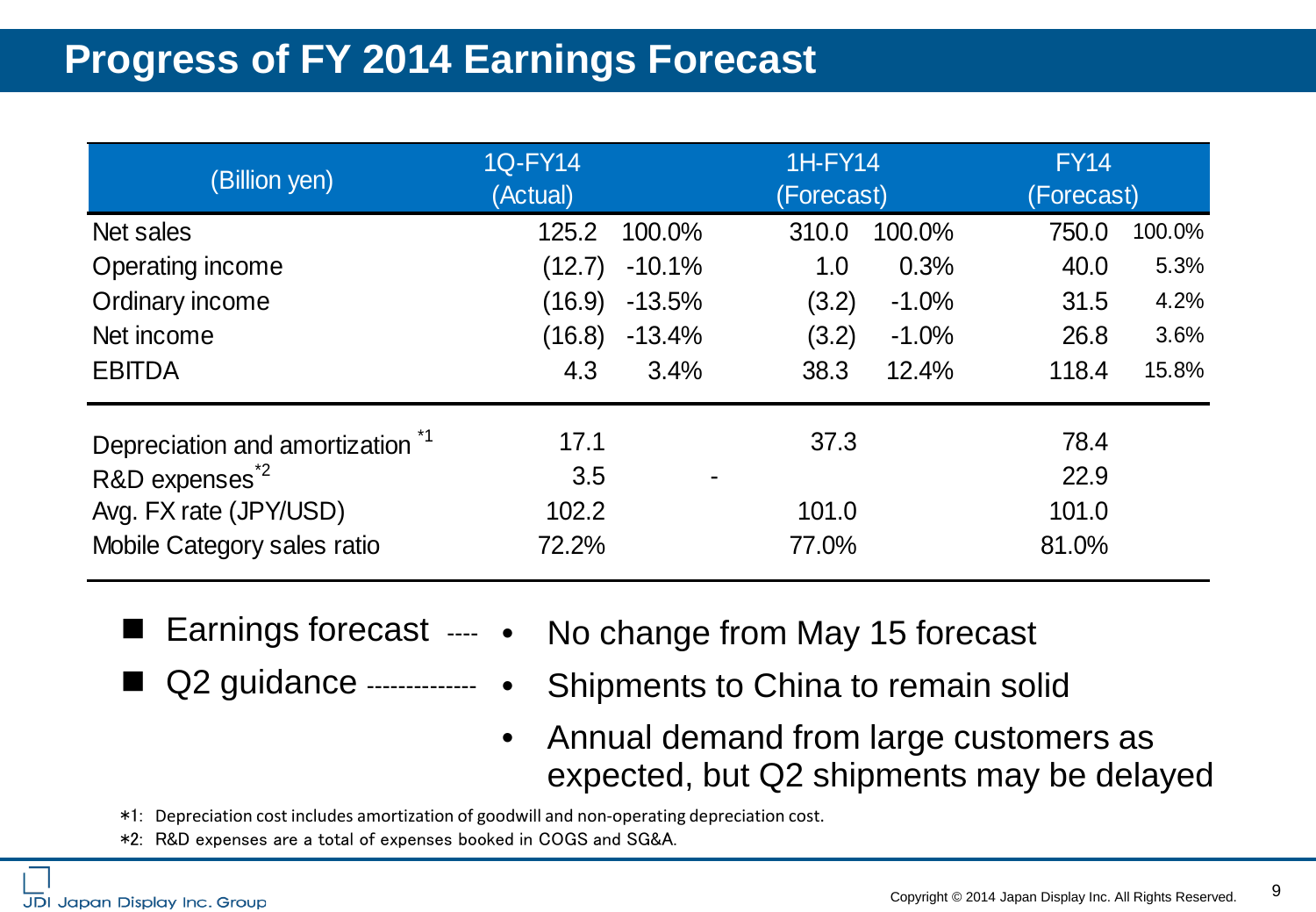# Progress of FY 2014 Earnings Forecast

| (Billion yen) | 1Q-FY14 (Actual) | | 1H-FY14 (Forecast) | | FY14 (Forecast) | |
|---|---|---|---|---|---|---|
| Net sales | 125.2 | 100.0% | 310.0 | 100.0% | 750.0 | 100.0% |
| Operating income | (12.7) | -10.1% | 1.0 | 0.3% | 40.0 | 5.3% |
| Ordinary income | (16.9) | -13.5% | (3.2) | -1.0% | 31.5 | 4.2% |
| Net income | (16.8) | -13.4% | (3.2) | -1.0% | 26.8 | 3.6% |
| EBITDA | 4.3 | 3.4% | 38.3 | 12.4% | 118.4 | 15.8% |
| Depreciation and amortization *1 | 17.1 | | 37.3 | | 78.4 | |
| R&D expenses*2 | 3.5 | | - | | 22.9 | |
| Avg. FX rate (JPY/USD) | 102.2 | | 101.0 | | 101.0 | |
| Mobile Category sales ratio | 72.2% | | 77.0% | | 81.0% | |

- **Earnings forecast** ---- 
  - No change from May 15 forecast
- **Q2 guidance** --------------
  - Shipments to China to remain solid
  - Annual demand from large customers as expected, but Q2 shipments may be delayed

*1: Depreciation cost includes amortization of goodwill and non-operating depreciation cost.

*2: R&D expenses are a total of expenses booked in COGS and SG&A.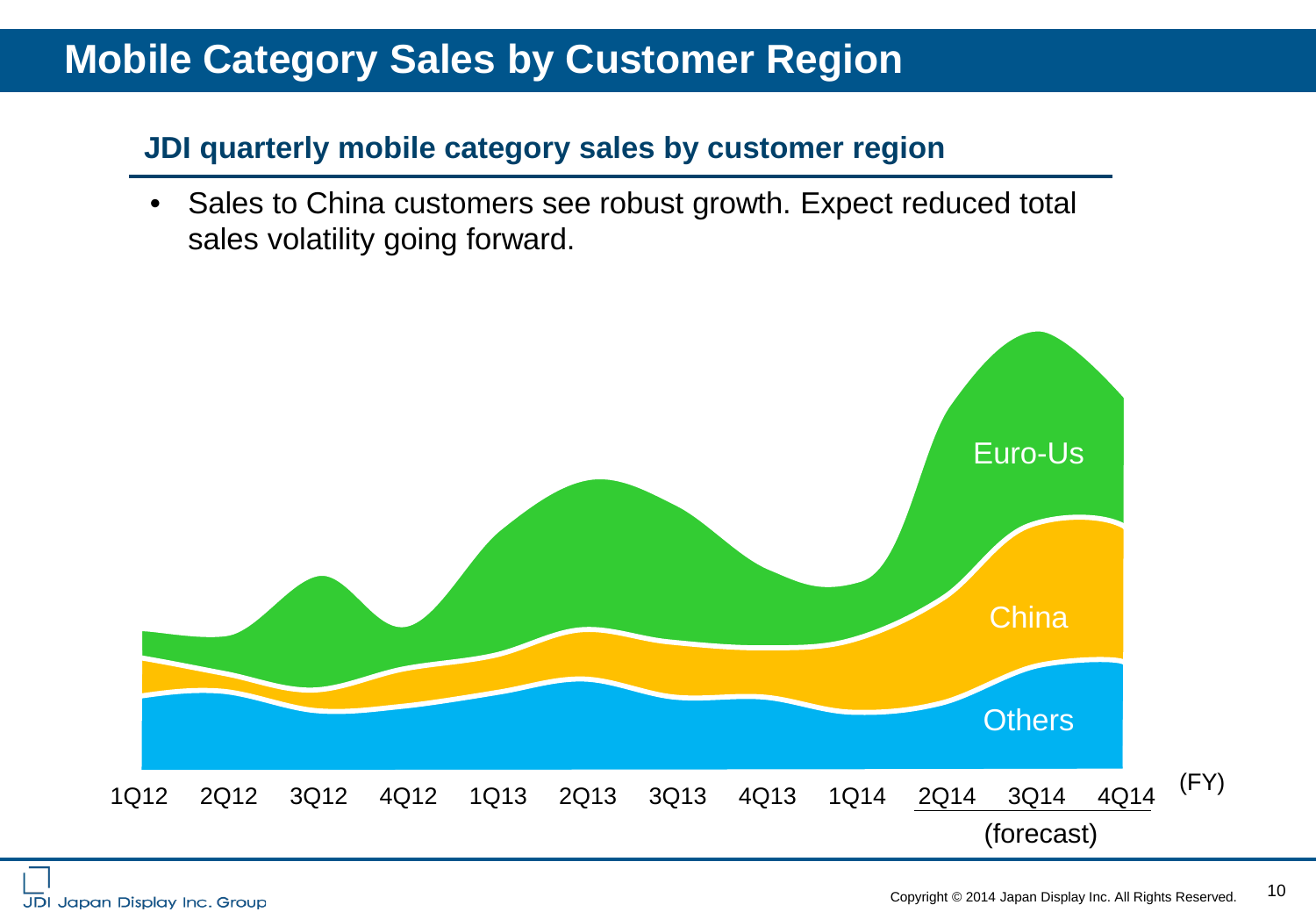# Mobile Category Sales by Customer Region

## JDI quarterly mobile category sales by customer region

- Sales to China customers see robust growth. Expect reduced total sales volatility going forward.

Euro-Us

China

Others

1Q12 2Q12 3Q12 4Q12 1Q13 2Q13 3Q13 4Q13 1Q14 2Q14 3Q14 4Q14 (FY)

(forecast)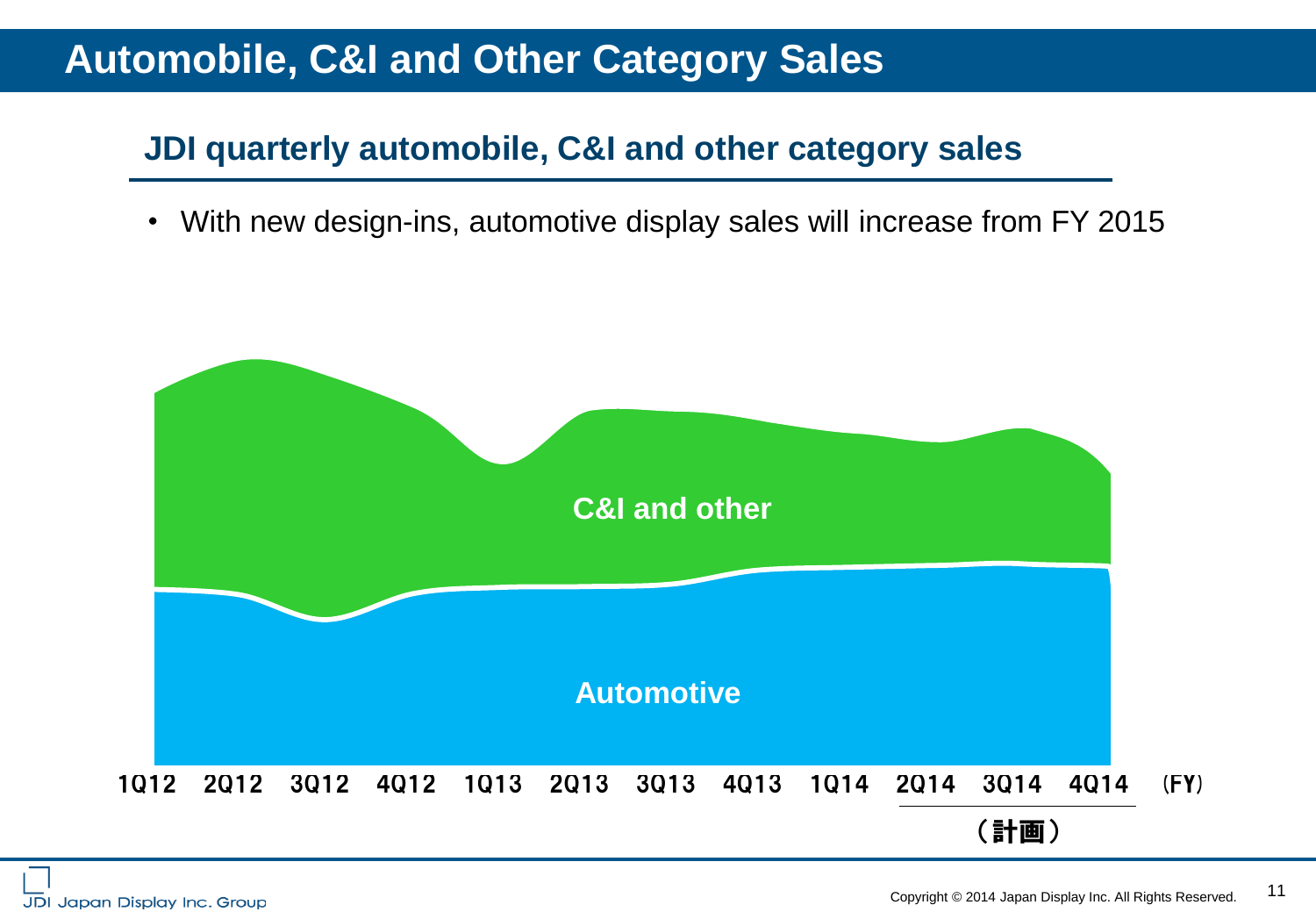# Automobile, C&I and Other Category Sales

## JDI quarterly automobile, C&I and other category sales

- With new design-ins, automotive display sales will increase from FY 2015

C&I and other

Automotive

1Q12 2Q12 3Q12 4Q12 1Q13 2Q13 3Q13 4Q13 1Q14 2Q14 3Q14 4Q14 （FY）

（計画）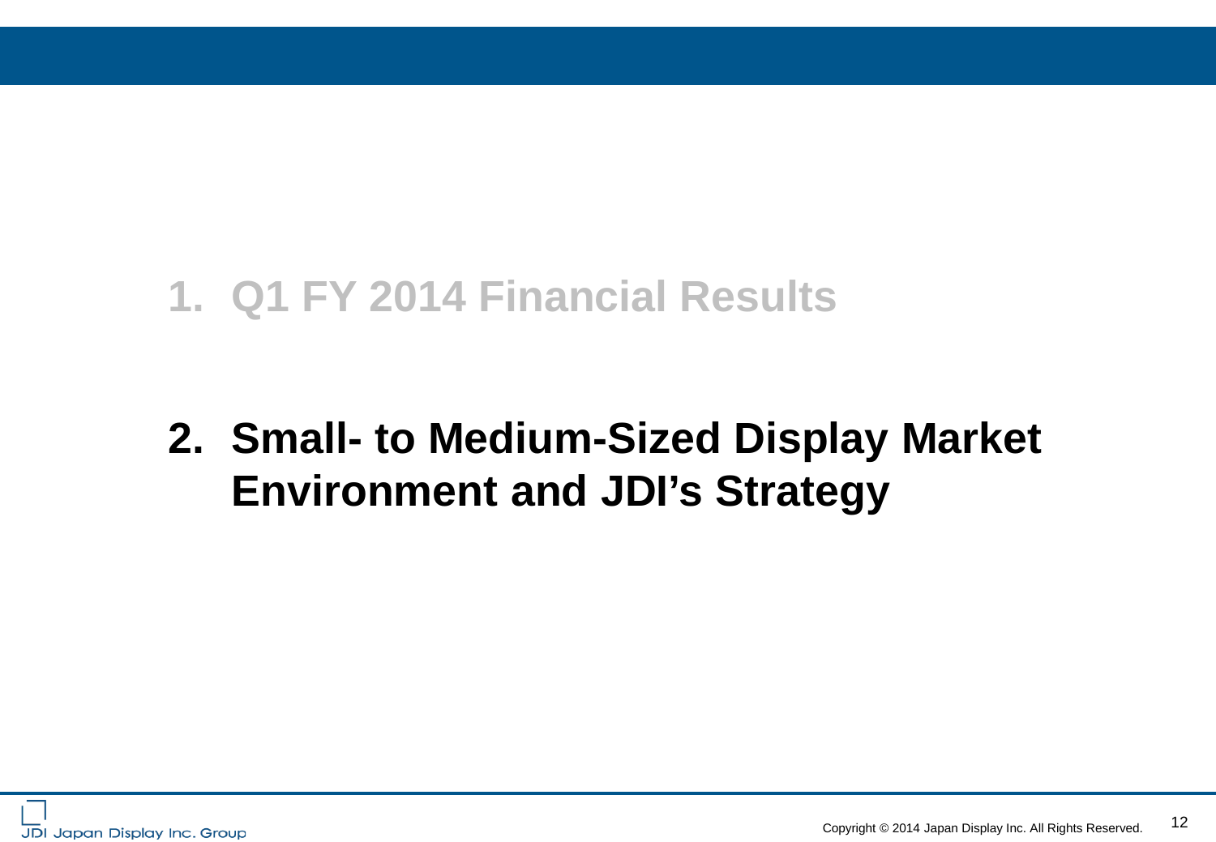1. Q1 FY 2014 Financial Results

2. **Small- to Medium-Sized Display Market Environment and JDI's Strategy**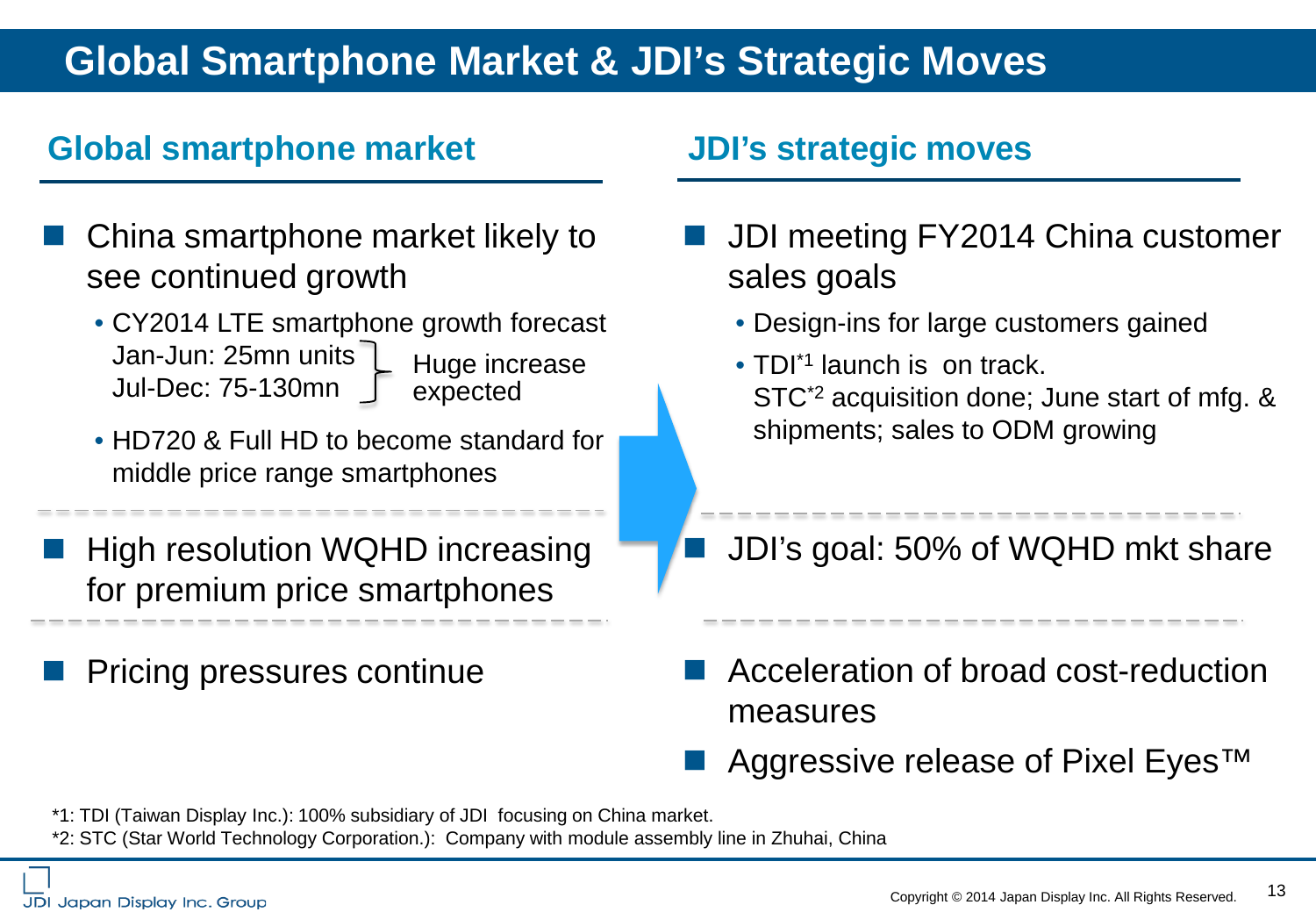# Global Smartphone Market & JDI's Strategic Moves

## Global smartphone market

- China smartphone market likely to see continued growth
  - CY2014 LTE smartphone growth forecast
    Jan-Jun: 25mn units
    Jul-Dec: 75-130mn
    } Huge increase expected
  - HD720 & Full HD to become standard for middle price range smartphones

---

- High resolution WQHD increasing for premium price smartphones

---

- Pricing pressures continue

## JDI's strategic moves

- JDI meeting FY2014 China customer sales goals
  - Design-ins for large customers gained
  - TDI[*1] launch is on track.
    STC[*2] acquisition done; June start of mfg. & shipments; sales to ODM growing

---

- JDI's goal: 50% of WQHD mkt share

---

- Acceleration of broad cost-reduction measures
- Aggressive release of Pixel Eyes™

*1: TDI (Taiwan Display Inc.): 100% subsidiary of JDI focusing on China market.
*2: STC (Star World Technology Corporation.): Company with module assembly line in Zhuhai, China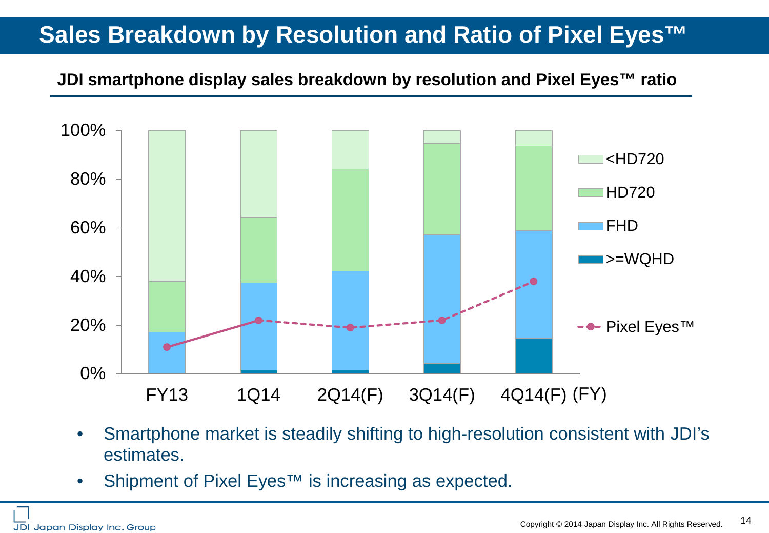# Sales Breakdown by Resolution and Ratio of Pixel Eyes™

## JDI smartphone display sales breakdown by resolution and Pixel Eyes™ ratio

100%
80%
60%
40%
20%
0%

FY13 1Q14 2Q14(F) 3Q14(F) 4Q14(F) (FY)

<HD720
HD720
FHD
>=WQHD
Pixel Eyes™

- Smartphone market is steadily shifting to high-resolution consistent with JDI's estimates.
- Shipment of Pixel Eyes™ is increasing as expected.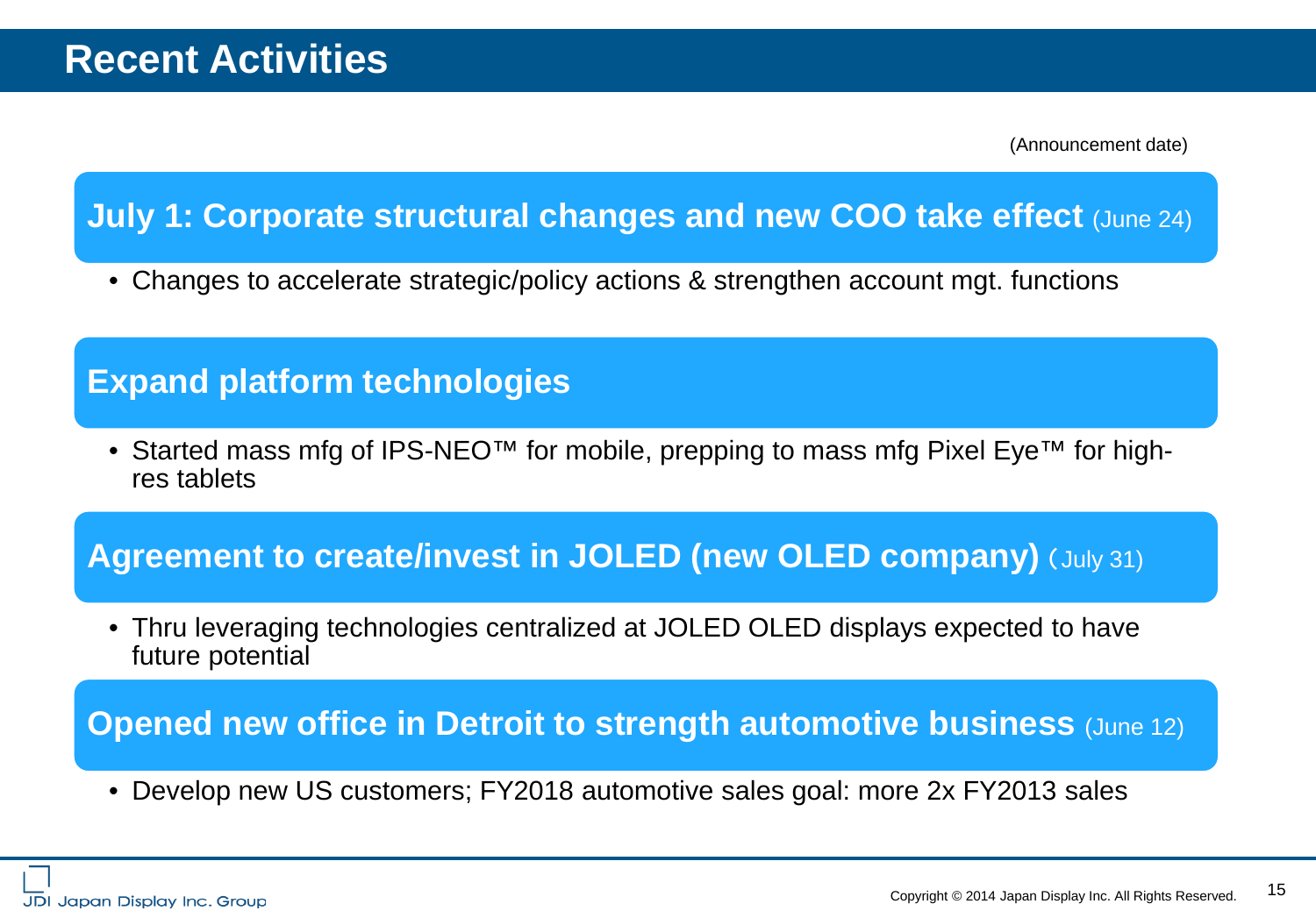# Recent Activities

(Announcement date)

## July 1: Corporate structural changes and new COO take effect (June 24)

- Changes to accelerate strategic/policy actions & strengthen account mgt. functions

## Expand platform technologies

- Started mass mfg of IPS-NEO™ for mobile, prepping to mass mfg Pixel Eye™ for high-res tablets

## Agreement to create/invest in JOLED (new OLED company) (July 31)

- Thru leveraging technologies centralized at JOLED OLED displays expected to have future potential

## Opened new office in Detroit to strength automotive business (June 12)

- Develop new US customers; FY2018 automotive sales goal: more 2x FY2013 sales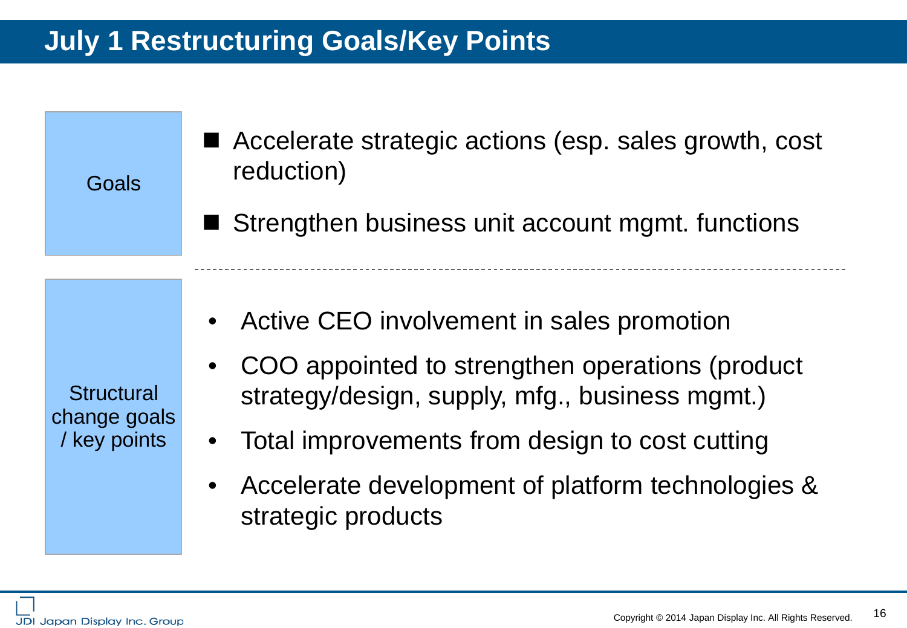# July 1 Restructuring Goals/Key Points

**Goals**

- Accelerate strategic actions (esp. sales growth, cost reduction)
- Strengthen business unit account mgmt. functions

**Structural change goals / key points**

- Active CEO involvement in sales promotion
- COO appointed to strengthen operations (product strategy/design, supply, mfg., business mgmt.)
- Total improvements from design to cost cutting
- Accelerate development of platform technologies & strategic products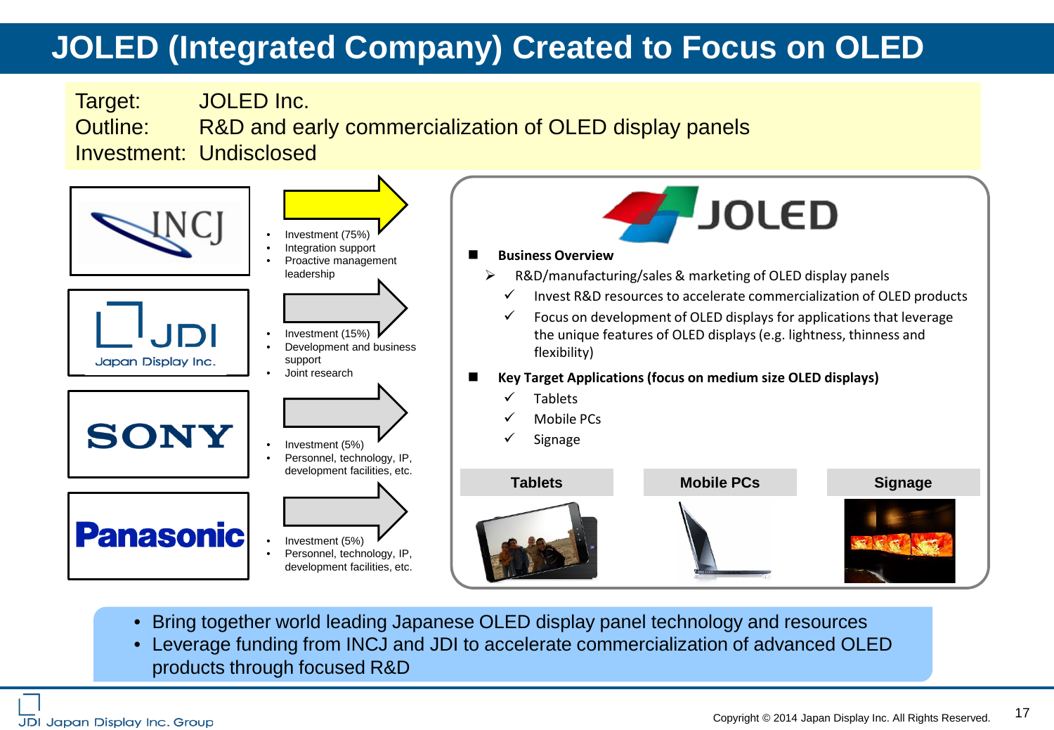# JOLED (Integrated Company) Created to Focus on OLED

Target: JOLED Inc.
Outline: R&D and early commercialization of OLED display panels
Investment: Undisclosed

**INCJ**
- Investment (75%)
- Integration support
- Proactive management leadership

**JDI Japan Display Inc.**
- Investment (15%)
- Development and business support
- Joint research

**SONY**
- Investment (5%)
- Personnel, technology, IP, development facilities, etc.

**Panasonic**
- Investment (5%)
- Personnel, technology, IP, development facilities, etc.

**JOLED**

- **Business Overview**
  - R&D/manufacturing/sales & marketing of OLED display panels
    - ✓ Invest R&D resources to accelerate commercialization of OLED products
    - ✓ Focus on development of OLED displays for applications that leverage the unique features of OLED displays (e.g. lightness, thinness and flexibility)
- **Key Target Applications (focus on medium size OLED displays)**
  - ✓ Tablets
  - ✓ Mobile PCs
  - ✓ Signage

| Tablets | Mobile PCs | Signage |
|---|---|---|

- Bring together world leading Japanese OLED display panel technology and resources
- Leverage funding from INCJ and JDI to accelerate commercialization of advanced OLED products through focused R&D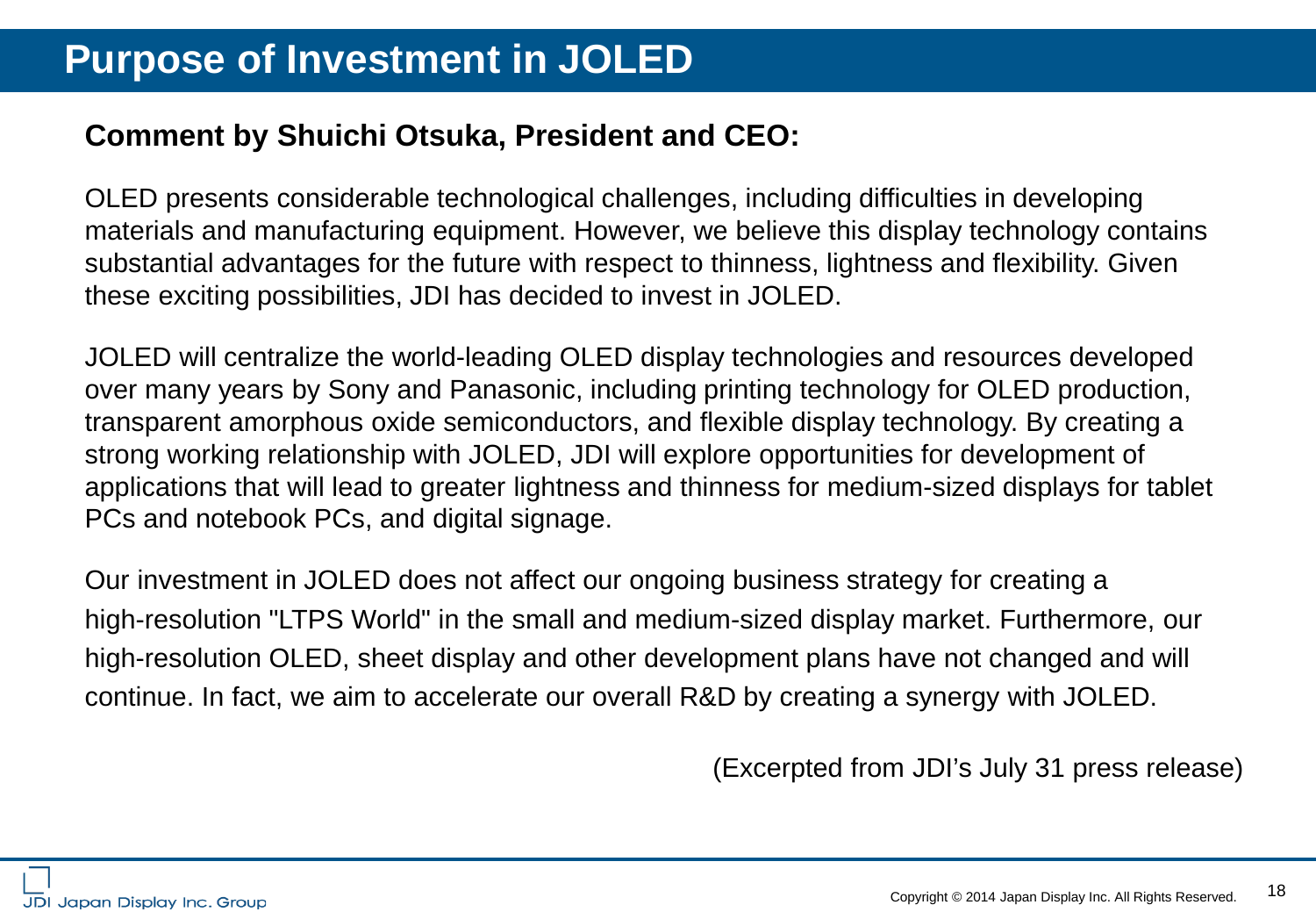# Purpose of Investment in JOLED

**Comment by Shuichi Otsuka, President and CEO:**

OLED presents considerable technological challenges, including difficulties in developing materials and manufacturing equipment. However, we believe this display technology contains substantial advantages for the future with respect to thinness, lightness and flexibility. Given these exciting possibilities, JDI has decided to invest in JOLED.

JOLED will centralize the world-leading OLED display technologies and resources developed over many years by Sony and Panasonic, including printing technology for OLED production, transparent amorphous oxide semiconductors, and flexible display technology. By creating a strong working relationship with JOLED, JDI will explore opportunities for development of applications that will lead to greater lightness and thinness for medium-sized displays for tablet PCs and notebook PCs, and digital signage.

Our investment in JOLED does not affect our ongoing business strategy for creating a high-resolution "LTPS World" in the small and medium-sized display market. Furthermore, our high-resolution OLED, sheet display and other development plans have not changed and will continue. In fact, we aim to accelerate our overall R&D by creating a synergy with JOLED.

(Excerpted from JDI's July 31 press release)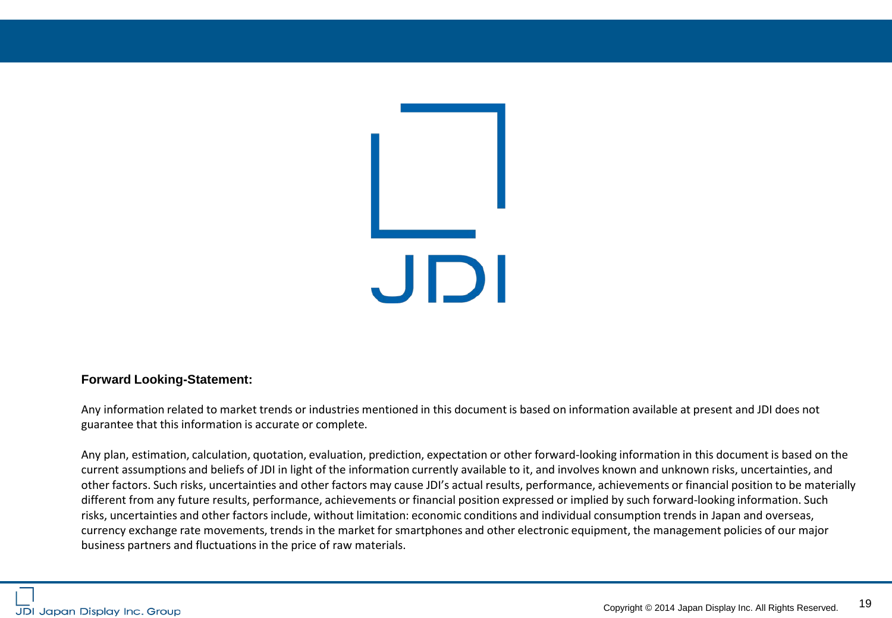JDI

**Forward Looking-Statement:**

Any information related to market trends or industries mentioned in this document is based on information available at present and JDI does not guarantee that this information is accurate or complete.

Any plan, estimation, calculation, quotation, evaluation, prediction, expectation or other forward-looking information in this document is based on the current assumptions and beliefs of JDI in light of the information currently available to it, and involves known and unknown risks, uncertainties, and other factors. Such risks, uncertainties and other factors may cause JDI's actual results, performance, achievements or financial position to be materially different from any future results, performance, achievements or financial position expressed or implied by such forward-looking information. Such risks, uncertainties and other factors include, without limitation: economic conditions and individual consumption trends in Japan and overseas, currency exchange rate movements, trends in the market for smartphones and other electronic equipment, the management policies of our major business partners and fluctuations in the price of raw materials.